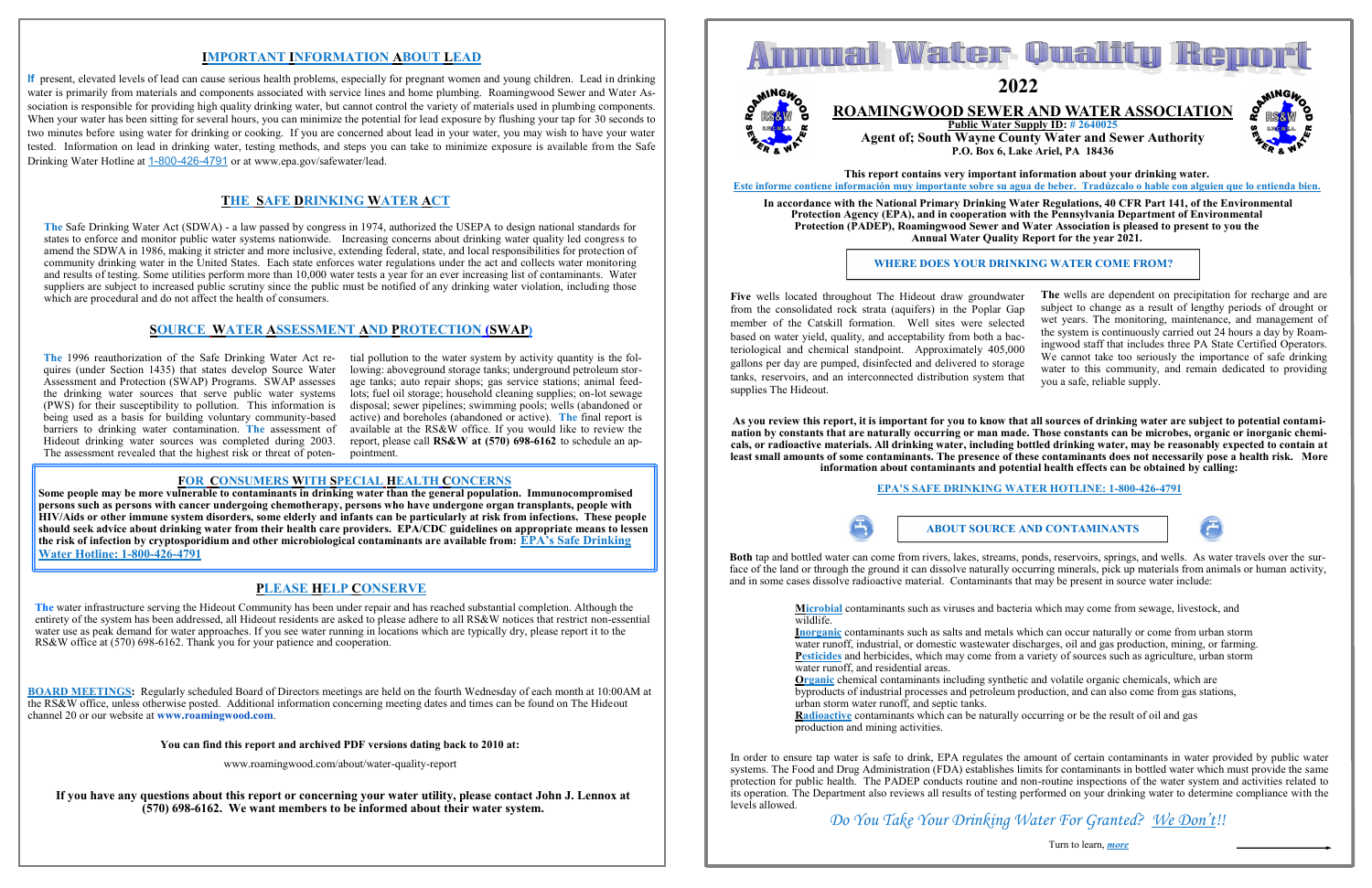## IMPORTANT INFORMATION ABOUT LEAD

If present, elevated levels of lead can cause serious health problems, especially for pregnant women and young children. Lead in drinking water is primarily from materials and components associated with service lines and home plumbing. Roamingwood Sewer and Water Association is responsible for providing high quality drinking water, but cannot control the variety of materials used in plumbing components. When your water has been sitting for several hours, you can minimize the potential for lead exposure by flushing your tap for 30 seconds to two minutes before using water for drinking or cooking. If you are concerned about lead in your water, you may wish to have your water tested. Information on lead in drinking water, testing methods, and steps you can take to minimize exposure is available from the Safe Drinking Water Hotline at 1-800-426-4791 or at www.epa.gov/safewater/lead.

## THE SAFE DRINKING WATER ACT

The Safe Drinking Water Act (SDWA) - a law passed by congress in 1974, authorized the USEPA to design national standards for states to enforce and monitor public water systems nationwide. Increasing concerns about drinking water quality led congress to amend the SDWA in 1986, making it stricter and more inclusive, extending federal, state, and local responsibilities for protection of community drinking water in the United States. Each state enforces water regulations under the act and collects water monitoring and results of testing. Some utilities perform more than 10,000 water tests a year for an ever increasing list of contaminants. Water suppliers are subject to increased public scrutiny since the public must be notified of any drinking water violation, including those which are procedural and do not affect the health of consumers.

## SOURCE WATER ASSESSMENT AND PROTECTION (SWAP)

The 1996 reauthorization of the Safe Drinking Water Act requires (under Section 1435) that states develop Source Water Assessment and Protection (SWAP) Programs. SWAP assesses the drinking water sources that serve public water systems (PWS) for their susceptibility to pollution. This information is being used as a basis for building voluntary community-based barriers to drinking water contamination. The assessment of Hideout drinking water sources was completed during 2003. The assessment revealed that the highest risk or threat of potential pollution to the water system by activity quantity is the following: aboveground storage tanks; underground petroleum storage tanks; auto repair shops; gas service stations; animal feedlots; fuel oil storage; household cleaning supplies; on-lot sewage disposal; sewer pipelines; swimming pools; wells (abandoned or active) and boreholes (abandoned or active). The final report is available at the RS&W office. If you would like to review the report, please call **RS&W at (570) 698-6162** to schedule an appointment.

## FOR CONSUMERS WITH SPECIAL HEALTH CONCERNS

**Some people may be more vulnerable to contaminants in drinking water than the general population. Immunocompromised persons such as persons with cancer undergoing chemotherapy, persons who have undergone organ transplants, people with HIV/Aids or other immune system disorders, some elderly and infants can be particularly at risk from infections. These people should seek advice about drinking water from their health care providers. EPA/CDC guidelines on appropriate means to lessen the risk of infection by cryptosporidium and other microbiological contaminants are available from: EPA's Safe Drinking Water Hotline: 1-800-426-4791**

## PLEASE HELP CONSERVE

The water infrastructure serving the Hideout Community has been under repair and has reached substantial completion. Although the entirety of the system has been addressed, all Hideout residents are asked to please adhere to all RS&W notices that restrict non-essential water use as peak demand for water approaches. If you see water running in locations which are typically dry, please report it to the RS&W office at (570) 698-6162. Thank you for your patience and cooperation.

**BOARD MEETINGS:** Regularly scheduled Board of Directors meetings are held on the fourth Wednesday of each month at 10:00AM at the RS&W office, unless otherwise posted. Additional information concerning meeting dates and times can be found on The Hideout channel 20 or our website at **www.roamingwood.com**.

**You can find this report and archived PDF versions dating back to 2010 at:**

www.roamingwood.com/about/water-quality-report

**If you have any questions about this report or concerning your water utility, please contact John J. Lennox at (570) 698-6162. We want members to be informed about their water system.**

# Annual Water Quality Report

# 2022

## ROAMINGWOOD SEWER AND WATER ASSOCIATION

**Public Water Supply ID: # 2640025**
**Agent of; South Wayne County Water and Sewer Authority**
**P.O. Box 6, Lake Ariel, PA 18436**

**This report contains very important information about your drinking water.**
**Este informe contiene información muy importante sobre su agua de beber. Tradúzcalo o hable con alguien que lo entienda bien.**

**In accordance with the National Primary Drinking Water Regulations, 40 CFR Part 141, of the Environmental Protection Agency (EPA), and in cooperation with the Pennsylvania Department of Environmental Protection (PADEP), Roamingwood Sewer and Water Association is pleased to present to you the Annual Water Quality Report for the year 2021.**

### WHERE DOES YOUR DRINKING WATER COME FROM?

Five wells located throughout The Hideout draw groundwater from the consolidated rock strata (aquifers) in the Poplar Gap member of the Catskill formation. Well sites were selected based on water yield, quality, and acceptability from both a bacteriological and chemical standpoint. Approximately 405,000 gallons per day are pumped, disinfected and delivered to storage tanks, reservoirs, and an interconnected distribution system that supplies The Hideout.

The wells are dependent on precipitation for recharge and are subject to change as a result of lengthy periods of drought or wet years. The monitoring, maintenance, and management of the system is continuously carried out 24 hours a day by Roamingwood staff that includes three PA State Certified Operators. We cannot take too seriously the importance of safe drinking water to this community, and remain dedicated to providing you a safe, reliable supply.

**As you review this report, it is important for you to know that all sources of drinking water are subject to potential contamination by constants that are naturally occurring or man made. Those constants can be microbes, organic or inorganic chemicals, or radioactive materials. All drinking water, including bottled drinking water, may be reasonably expected to contain at least small amounts of some contaminants. The presence of these contaminants does not necessarily pose a health risk. More information about contaminants and potential health effects can be obtained by calling:**

**EPA'S SAFE DRINKING WATER HOTLINE: 1-800-426-4791**

### ABOUT SOURCE AND CONTAMINANTS

**Both** tap and bottled water can come from rivers, lakes, streams, ponds, reservoirs, springs, and wells. As water travels over the surface of the land or through the ground it can dissolve naturally occurring minerals, pick up materials from animals or human activity, and in some cases dissolve radioactive material. Contaminants that may be present in source water include:

- **Microbial** contaminants such as viruses and bacteria which may come from sewage, livestock, and wildlife.
- **Inorganic** contaminants such as salts and metals which can occur naturally or come from urban storm water runoff, industrial, or domestic wastewater discharges, oil and gas production, mining, or farming.
- **Pesticides** and herbicides, which may come from a variety of sources such as agriculture, urban storm water runoff, and residential areas.
- **Organic** chemical contaminants including synthetic and volatile organic chemicals, which are byproducts of industrial processes and petroleum production, and can also come from gas stations, urban storm water runoff, and septic tanks.
- **Radioactive** contaminants which can be naturally occurring or be the result of oil and gas production and mining activities.

In order to ensure tap water is safe to drink, EPA regulates the amount of certain contaminants in water provided by public water systems. The Food and Drug Administration (FDA) establishes limits for contaminants in bottled water which must provide the same protection for public health. The PADEP conducts routine and non-routine inspections of the water system and activities related to its operation. The Department also reviews all results of testing performed on your drinking water to determine compliance with the levels allowed.

*Do You Take Your Drinking Water For Granted? We Don't!!*

Turn to learn, *more*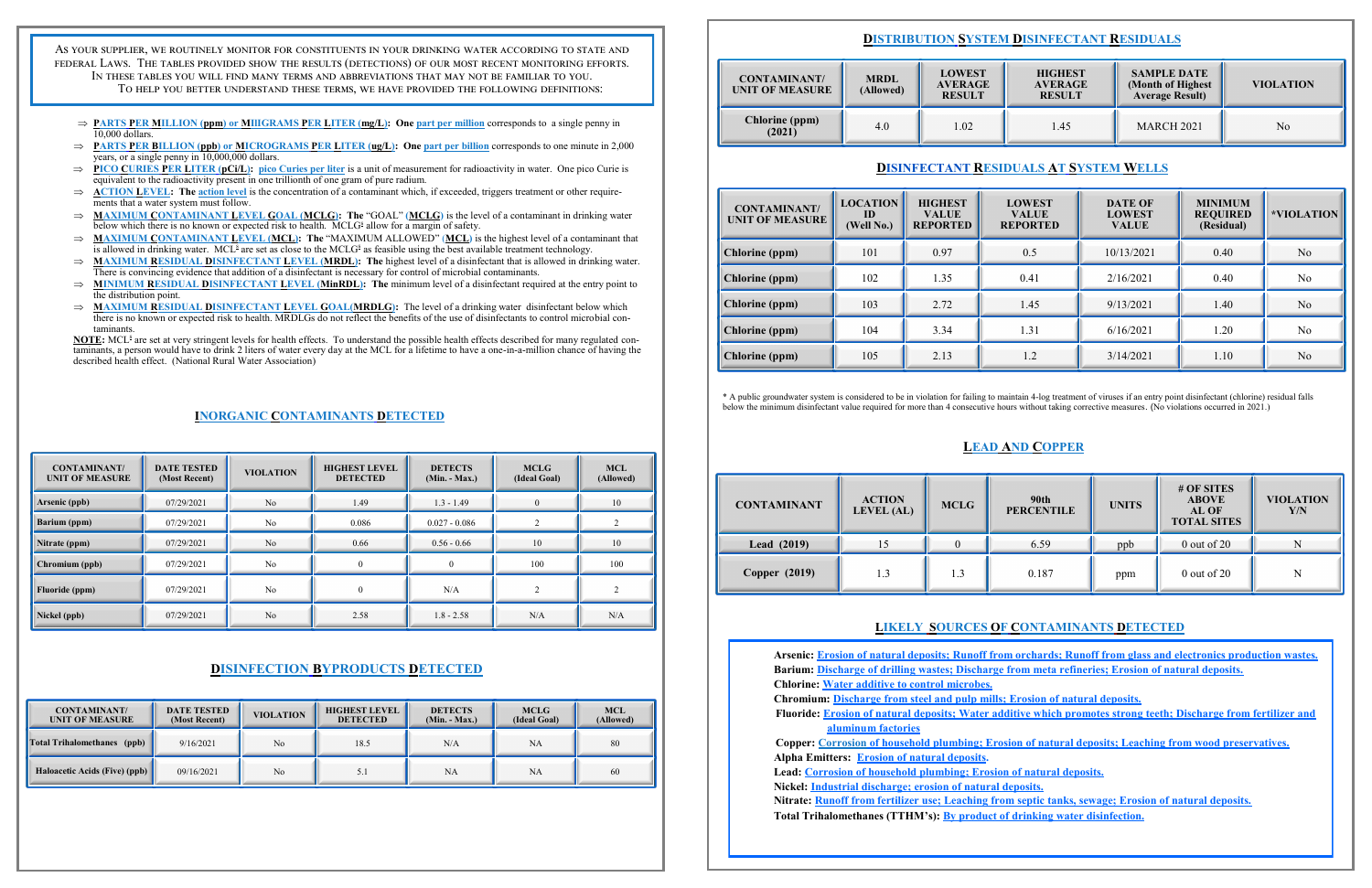As your supplier, we routinely monitor for constituents in your drinking water according to State and Federal Laws. The tables provided show the results (detections) of our most recent monitoring efforts. In these tables you will find many terms and abbreviations that may not be familiar to you. To help you better understand these terms, we have provided the following definitions:

- ⇒ **Parts per Million (ppm) or Milligrams per Liter (mg/L): One** part per million corresponds to a single penny in 10,000 dollars.
- ⇒ **Parts per Billion (ppb) or Micrograms per Liter (ug/L): One** part per billion corresponds to one minute in 2,000 years, or a single penny in 10,000,000 dollars.
- ⇒ **Pico Curies per Liter (pCi/L):** pico Curies per liter is a unit of measurement for radioactivity in water. One pico Curie is equivalent to the radioactivity present in one trillionth of one gram of pure radium.
- ⇒ **Action Level: The** action level is the concentration of a contaminant which, if exceeded, triggers treatment or other requirements that a water system must follow.
- ⇒ **Maximum Contaminant Level Goal (MCLG): The** "GOAL" (**MCLG**) is the level of a contaminant in drinking water below which there is no known or expected risk to health. MCLG[1] allow for a margin of safety.
- ⇒ **Maximum Contaminant Level (MCL): The** "MAXIMUM ALLOWED" (**MCL**) is the highest level of a contaminant that is allowed in drinking water. MCL[2] are set as close to the MCLG[1] as feasible using the best available treatment technology.
- ⇒ **Maximum Residual Disinfectant Level (MRDL): The** highest level of a disinfectant that is allowed in drinking water. There is convincing evidence that addition of a disinfectant is necessary for control of microbial contaminants.
- ⇒ **Minimum Residual Disinfectant Level (MinRDL): The** minimum level of a disinfectant required at the entry point to the distribution point.
- ⇒ **Maximum Residual Disinfectant Level Goal(MRDLG):** The level of a drinking water disinfectant below which there is no known or expected risk to health. MRDLGs do not reflect the benefits of the use of disinfectants to control microbial contaminants.

**NOTE:** MCL[2] are set at very stringent levels for health effects. To understand the possible health effects described for many regulated contaminants, a person would have to drink 2 liters of water every day at the MCL for a lifetime to have a one-in-a-million chance of having the described health effect. (National Rural Water Association)

## Inorganic Contaminants Detected

| CONTAMINANT/ UNIT OF MEASURE | DATE TESTED (Most Recent) | VIOLATION | HIGHEST LEVEL DETECTED | DETECTS (Min. - Max.) | MCLG (Ideal Goal) | MCL (Allowed) |
|---|---|---|---|---|---|---|
| Arsenic (ppb) | 07/29/2021 | No | 1.49 | 1.3 - 1.49 | 0 | 10 |
| Barium (ppm) | 07/29/2021 | No | 0.086 | 0.027 - 0.086 | 2 | 2 |
| Nitrate (ppm) | 07/29/2021 | No | 0.66 | 0.56 - 0.66 | 10 | 10 |
| Chromium (ppb) | 07/29/2021 | No | 0 | 0 | 100 | 100 |
| Fluoride (ppm) | 07/29/2021 | No | 0 | N/A | 2 | 2 |
| Nickel (ppb) | 07/29/2021 | No | 2.58 | 1.8 - 2.58 | N/A | N/A |

## Disinfection Byproducts Detected

| CONTAMINANT/ UNIT OF MEASURE | DATE TESTED (Most Recent) | VIOLATION | HIGHEST LEVEL DETECTED | DETECTS (Min. - Max.) | MCLG (Ideal Goal) | MCL (Allowed) |
|---|---|---|---|---|---|---|
| Total Trihalomethanes (ppb) | 9/16/2021 | No | 18.5 | N/A | NA | 80 |
| Haloacetic Acids (Five) (ppb) | 09/16/2021 | No | 5.1 | NA | NA | 60 |

## Distribution System Disinfectant Residuals

| CONTAMINANT/ UNIT OF MEASURE | MRDL (Allowed) | LOWEST AVERAGE RESULT | HIGHEST AVERAGE RESULT | SAMPLE DATE (Month of Highest Average Result) | VIOLATION |
|---|---|---|---|---|---|
| Chlorine (ppm) (2021) | 4.0 | 1.02 | 1.45 | MARCH 2021 | No |

## Disinfectant Residuals at System Wells

| CONTAMINANT/ UNIT OF MEASURE | LOCATION ID (Well No.) | HIGHEST VALUE REPORTED | LOWEST VALUE REPORTED | DATE OF LOWEST VALUE | MINIMUM REQUIRED (Residual) | *VIOLATION |
|---|---|---|---|---|---|---|
| Chlorine (ppm) | 101 | 0.97 | 0.5 | 10/13/2021 | 0.40 | No |
| Chlorine (ppm) | 102 | 1.35 | 0.41 | 2/16/2021 | 0.40 | No |
| Chlorine (ppm) | 103 | 2.72 | 1.45 | 9/13/2021 | 1.40 | No |
| Chlorine (ppm) | 104 | 3.34 | 1.31 | 6/16/2021 | 1.20 | No |
| Chlorine (ppm) | 105 | 2.13 | 1.2 | 3/14/2021 | 1.10 | No |

\* A public groundwater system is considered to be in violation for failing to maintain 4-log treatment of viruses if an entry point disinfectant (chlorine) residual falls below the minimum disinfectant value required for more than 4 consecutive hours without taking corrective measures. (No violations occurred in 2021.)

## Lead and Copper

| CONTAMINANT | ACTION LEVEL (AL) | MCLG | 90th PERCENTILE | UNITS | # OF SITES ABOVE AL OF TOTAL SITES | VIOLATION Y/N |
|---|---|---|---|---|---|---|
| Lead (2019) | 15 | 0 | 6.59 | ppb | 0 out of 20 | N |
| Copper (2019) | 1.3 | 1.3 | 0.187 | ppm | 0 out of 20 | N |

## Likely Sources of Contaminants Detected

**Arsenic:** Erosion of natural deposits; Runoff from orchards; Runoff from glass and electronics production wastes.
**Barium:** Discharge of drilling wastes; Discharge from meta refineries; Erosion of natural deposits.
**Chlorine:** Water additive to control microbes.
**Chromium:** Discharge from steel and pulp mills; Erosion of natural deposits.
**Fluoride:** Erosion of natural deposits; Water additive which promotes strong teeth; Discharge from fertilizer and aluminum factories
**Copper:** Corrosion of household plumbing; Erosion of natural deposits; Leaching from wood preservatives.
**Alpha Emitters:** Erosion of natural deposits.
**Lead:** Corrosion of household plumbing; Erosion of natural deposits.
**Nickel:** Industrial discharge; erosion of natural deposits.
**Nitrate:** Runoff from fertilizer use; Leaching from septic tanks, sewage; Erosion of natural deposits.
**Total Trihalomethanes (TTHM's):** By product of drinking water disinfection.